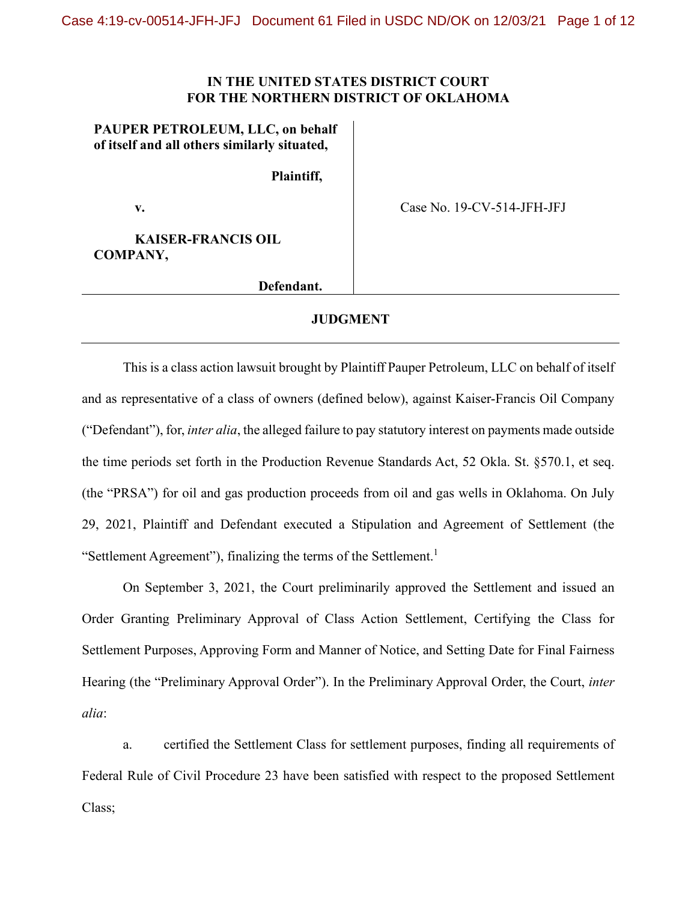**IN THE UNITED STATES DISTRICT COURT**
**FOR THE NORTHERN DISTRICT OF OKLAHOMA**

| | |
|---|---|
| **PAUPER PETROLEUM, LLC, on behalf of itself and all others similarly situated,** | |
| **Plaintiff,** | |
| **v.** | Case No. 19-CV-514-JFH-JFJ |
| **KAISER-FRANCIS OIL COMPANY,** | |
| **Defendant.** | |

## JUDGMENT

This is a class action lawsuit brought by Plaintiff Pauper Petroleum, LLC on behalf of itself and as representative of a class of owners (defined below), against Kaiser-Francis Oil Company ("Defendant"), for, *inter alia*, the alleged failure to pay statutory interest on payments made outside the time periods set forth in the Production Revenue Standards Act, 52 Okla. St. §570.1, et seq. (the "PRSA") for oil and gas production proceeds from oil and gas wells in Oklahoma. On July 29, 2021, Plaintiff and Defendant executed a Stipulation and Agreement of Settlement (the "Settlement Agreement"), finalizing the terms of the Settlement.[1]

On September 3, 2021, the Court preliminarily approved the Settlement and issued an Order Granting Preliminary Approval of Class Action Settlement, Certifying the Class for Settlement Purposes, Approving Form and Manner of Notice, and Setting Date for Final Fairness Hearing (the "Preliminary Approval Order"). In the Preliminary Approval Order, the Court, *inter alia*:

a. certified the Settlement Class for settlement purposes, finding all requirements of Federal Rule of Civil Procedure 23 have been satisfied with respect to the proposed Settlement Class;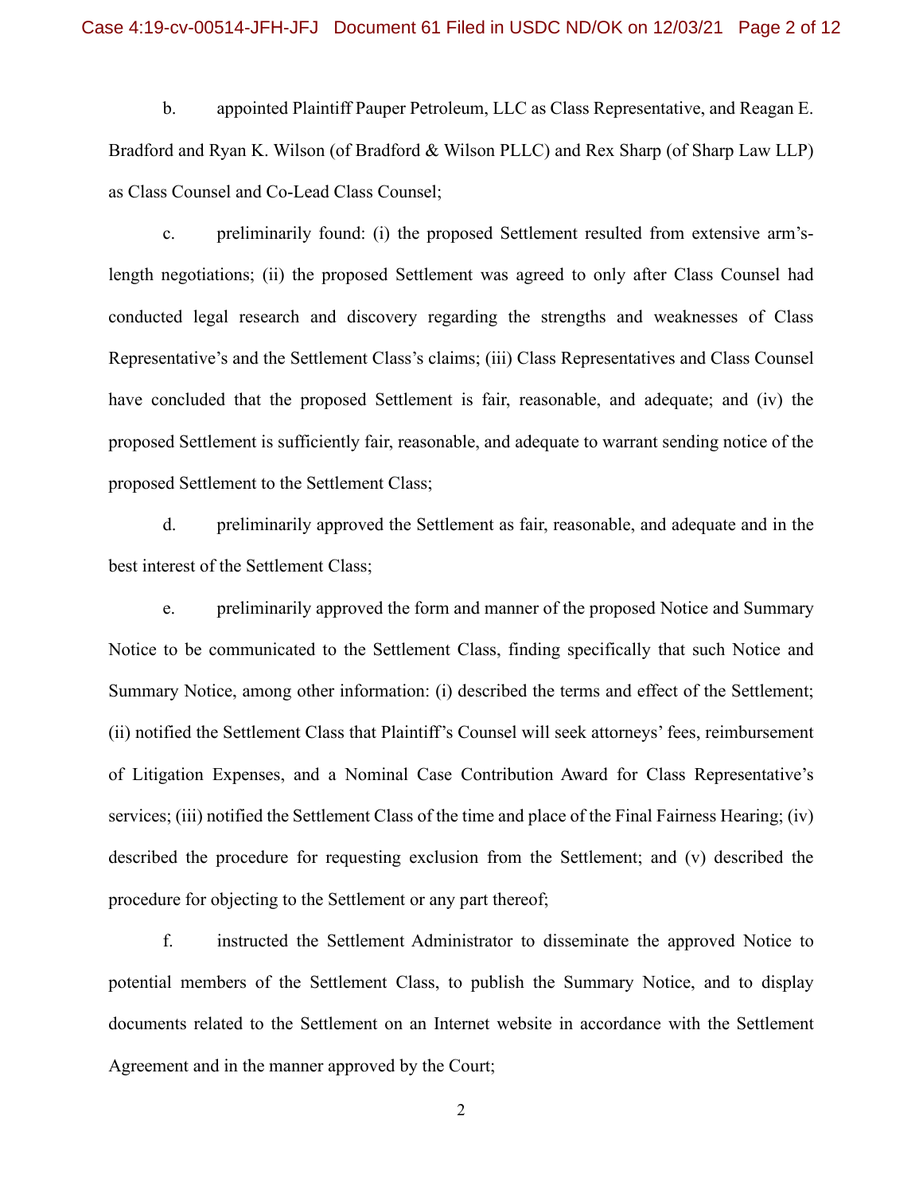b. appointed Plaintiff Pauper Petroleum, LLC as Class Representative, and Reagan E. Bradford and Ryan K. Wilson (of Bradford & Wilson PLLC) and Rex Sharp (of Sharp Law LLP) as Class Counsel and Co-Lead Class Counsel;

c. preliminarily found: (i) the proposed Settlement resulted from extensive arm's-length negotiations; (ii) the proposed Settlement was agreed to only after Class Counsel had conducted legal research and discovery regarding the strengths and weaknesses of Class Representative's and the Settlement Class's claims; (iii) Class Representatives and Class Counsel have concluded that the proposed Settlement is fair, reasonable, and adequate; and (iv) the proposed Settlement is sufficiently fair, reasonable, and adequate to warrant sending notice of the proposed Settlement to the Settlement Class;

d. preliminarily approved the Settlement as fair, reasonable, and adequate and in the best interest of the Settlement Class;

e. preliminarily approved the form and manner of the proposed Notice and Summary Notice to be communicated to the Settlement Class, finding specifically that such Notice and Summary Notice, among other information: (i) described the terms and effect of the Settlement; (ii) notified the Settlement Class that Plaintiff's Counsel will seek attorneys' fees, reimbursement of Litigation Expenses, and a Nominal Case Contribution Award for Class Representative's services; (iii) notified the Settlement Class of the time and place of the Final Fairness Hearing; (iv) described the procedure for requesting exclusion from the Settlement; and (v) described the procedure for objecting to the Settlement or any part thereof;

f. instructed the Settlement Administrator to disseminate the approved Notice to potential members of the Settlement Class, to publish the Summary Notice, and to display documents related to the Settlement on an Internet website in accordance with the Settlement Agreement and in the manner approved by the Court;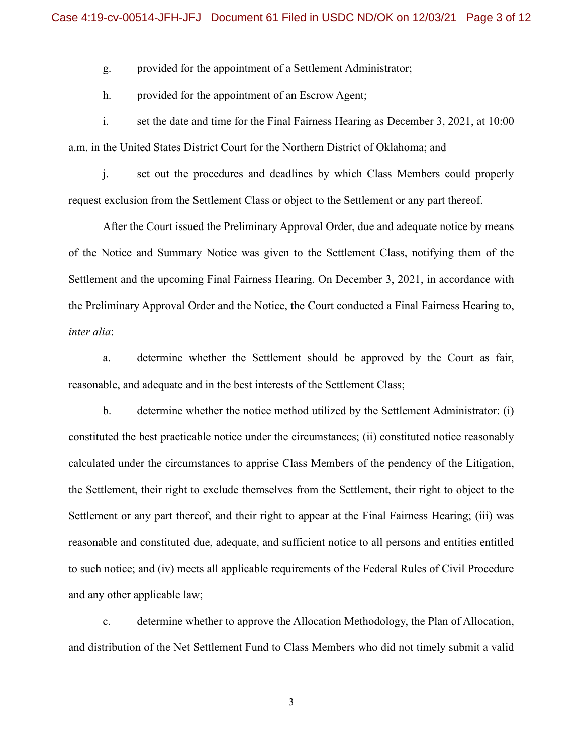g. provided for the appointment of a Settlement Administrator;

h. provided for the appointment of an Escrow Agent;

i. set the date and time for the Final Fairness Hearing as December 3, 2021, at 10:00 a.m. in the United States District Court for the Northern District of Oklahoma; and

j. set out the procedures and deadlines by which Class Members could properly request exclusion from the Settlement Class or object to the Settlement or any part thereof.

After the Court issued the Preliminary Approval Order, due and adequate notice by means of the Notice and Summary Notice was given to the Settlement Class, notifying them of the Settlement and the upcoming Final Fairness Hearing. On December 3, 2021, in accordance with the Preliminary Approval Order and the Notice, the Court conducted a Final Fairness Hearing to, *inter alia*:

a. determine whether the Settlement should be approved by the Court as fair, reasonable, and adequate and in the best interests of the Settlement Class;

b. determine whether the notice method utilized by the Settlement Administrator: (i) constituted the best practicable notice under the circumstances; (ii) constituted notice reasonably calculated under the circumstances to apprise Class Members of the pendency of the Litigation, the Settlement, their right to exclude themselves from the Settlement, their right to object to the Settlement or any part thereof, and their right to appear at the Final Fairness Hearing; (iii) was reasonable and constituted due, adequate, and sufficient notice to all persons and entities entitled to such notice; and (iv) meets all applicable requirements of the Federal Rules of Civil Procedure and any other applicable law;

c. determine whether to approve the Allocation Methodology, the Plan of Allocation, and distribution of the Net Settlement Fund to Class Members who did not timely submit a valid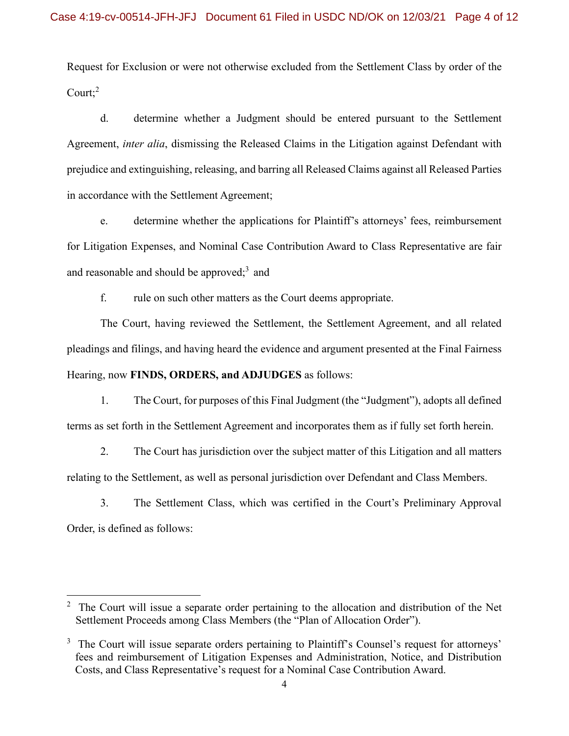Request for Exclusion or were not otherwise excluded from the Settlement Class by order of the Court;[2]

d. determine whether a Judgment should be entered pursuant to the Settlement Agreement, *inter alia*, dismissing the Released Claims in the Litigation against Defendant with prejudice and extinguishing, releasing, and barring all Released Claims against all Released Parties in accordance with the Settlement Agreement;

e. determine whether the applications for Plaintiff's attorneys' fees, reimbursement for Litigation Expenses, and Nominal Case Contribution Award to Class Representative are fair and reasonable and should be approved;[3] and

f. rule on such other matters as the Court deems appropriate.

The Court, having reviewed the Settlement, the Settlement Agreement, and all related pleadings and filings, and having heard the evidence and argument presented at the Final Fairness Hearing, now **FINDS, ORDERS, and ADJUDGES** as follows:

1. The Court, for purposes of this Final Judgment (the "Judgment"), adopts all defined terms as set forth in the Settlement Agreement and incorporates them as if fully set forth herein.

2. The Court has jurisdiction over the subject matter of this Litigation and all matters relating to the Settlement, as well as personal jurisdiction over Defendant and Class Members.

3. The Settlement Class, which was certified in the Court's Preliminary Approval Order, is defined as follows:

---

[2] The Court will issue a separate order pertaining to the allocation and distribution of the Net Settlement Proceeds among Class Members (the "Plan of Allocation Order").

[3] The Court will issue separate orders pertaining to Plaintiff's Counsel's request for attorneys' fees and reimbursement of Litigation Expenses and Administration, Notice, and Distribution Costs, and Class Representative's request for a Nominal Case Contribution Award.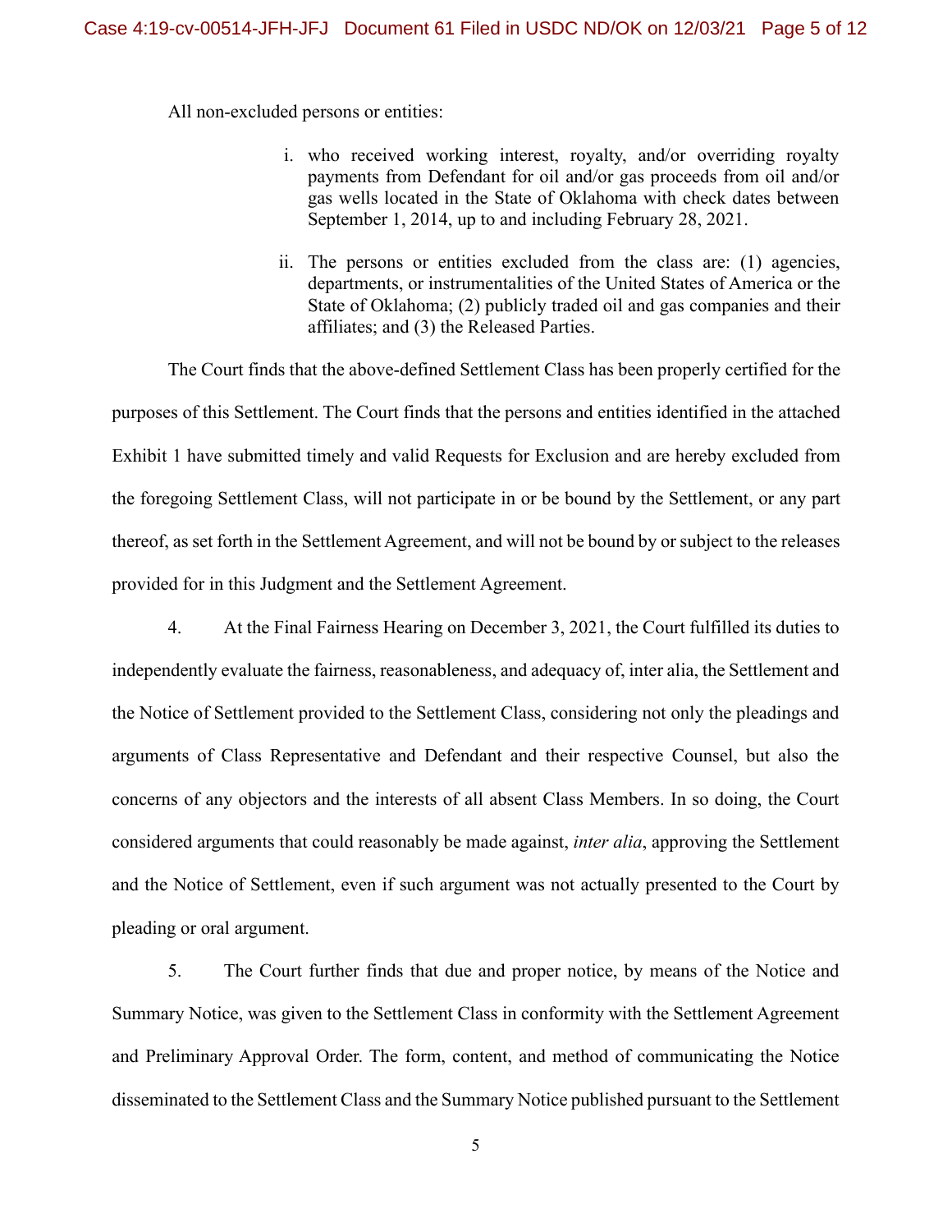All non-excluded persons or entities:

i. who received working interest, royalty, and/or overriding royalty payments from Defendant for oil and/or gas proceeds from oil and/or gas wells located in the State of Oklahoma with check dates between September 1, 2014, up to and including February 28, 2021.

ii. The persons or entities excluded from the class are: (1) agencies, departments, or instrumentalities of the United States of America or the State of Oklahoma; (2) publicly traded oil and gas companies and their affiliates; and (3) the Released Parties.

The Court finds that the above-defined Settlement Class has been properly certified for the purposes of this Settlement. The Court finds that the persons and entities identified in the attached Exhibit 1 have submitted timely and valid Requests for Exclusion and are hereby excluded from the foregoing Settlement Class, will not participate in or be bound by the Settlement, or any part thereof, as set forth in the Settlement Agreement, and will not be bound by or subject to the releases provided for in this Judgment and the Settlement Agreement.

4. At the Final Fairness Hearing on December 3, 2021, the Court fulfilled its duties to independently evaluate the fairness, reasonableness, and adequacy of, inter alia, the Settlement and the Notice of Settlement provided to the Settlement Class, considering not only the pleadings and arguments of Class Representative and Defendant and their respective Counsel, but also the concerns of any objectors and the interests of all absent Class Members. In so doing, the Court considered arguments that could reasonably be made against, *inter alia*, approving the Settlement and the Notice of Settlement, even if such argument was not actually presented to the Court by pleading or oral argument.

5. The Court further finds that due and proper notice, by means of the Notice and Summary Notice, was given to the Settlement Class in conformity with the Settlement Agreement and Preliminary Approval Order. The form, content, and method of communicating the Notice disseminated to the Settlement Class and the Summary Notice published pursuant to the Settlement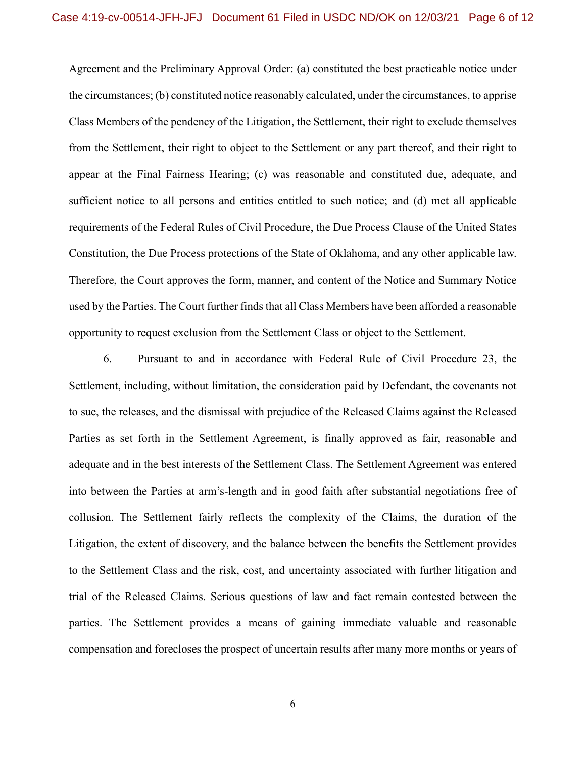Agreement and the Preliminary Approval Order: (a) constituted the best practicable notice under the circumstances; (b) constituted notice reasonably calculated, under the circumstances, to apprise Class Members of the pendency of the Litigation, the Settlement, their right to exclude themselves from the Settlement, their right to object to the Settlement or any part thereof, and their right to appear at the Final Fairness Hearing; (c) was reasonable and constituted due, adequate, and sufficient notice to all persons and entities entitled to such notice; and (d) met all applicable requirements of the Federal Rules of Civil Procedure, the Due Process Clause of the United States Constitution, the Due Process protections of the State of Oklahoma, and any other applicable law. Therefore, the Court approves the form, manner, and content of the Notice and Summary Notice used by the Parties. The Court further finds that all Class Members have been afforded a reasonable opportunity to request exclusion from the Settlement Class or object to the Settlement.

6. Pursuant to and in accordance with Federal Rule of Civil Procedure 23, the Settlement, including, without limitation, the consideration paid by Defendant, the covenants not to sue, the releases, and the dismissal with prejudice of the Released Claims against the Released Parties as set forth in the Settlement Agreement, is finally approved as fair, reasonable and adequate and in the best interests of the Settlement Class. The Settlement Agreement was entered into between the Parties at arm's-length and in good faith after substantial negotiations free of collusion. The Settlement fairly reflects the complexity of the Claims, the duration of the Litigation, the extent of discovery, and the balance between the benefits the Settlement provides to the Settlement Class and the risk, cost, and uncertainty associated with further litigation and trial of the Released Claims. Serious questions of law and fact remain contested between the parties. The Settlement provides a means of gaining immediate valuable and reasonable compensation and forecloses the prospect of uncertain results after many more months or years of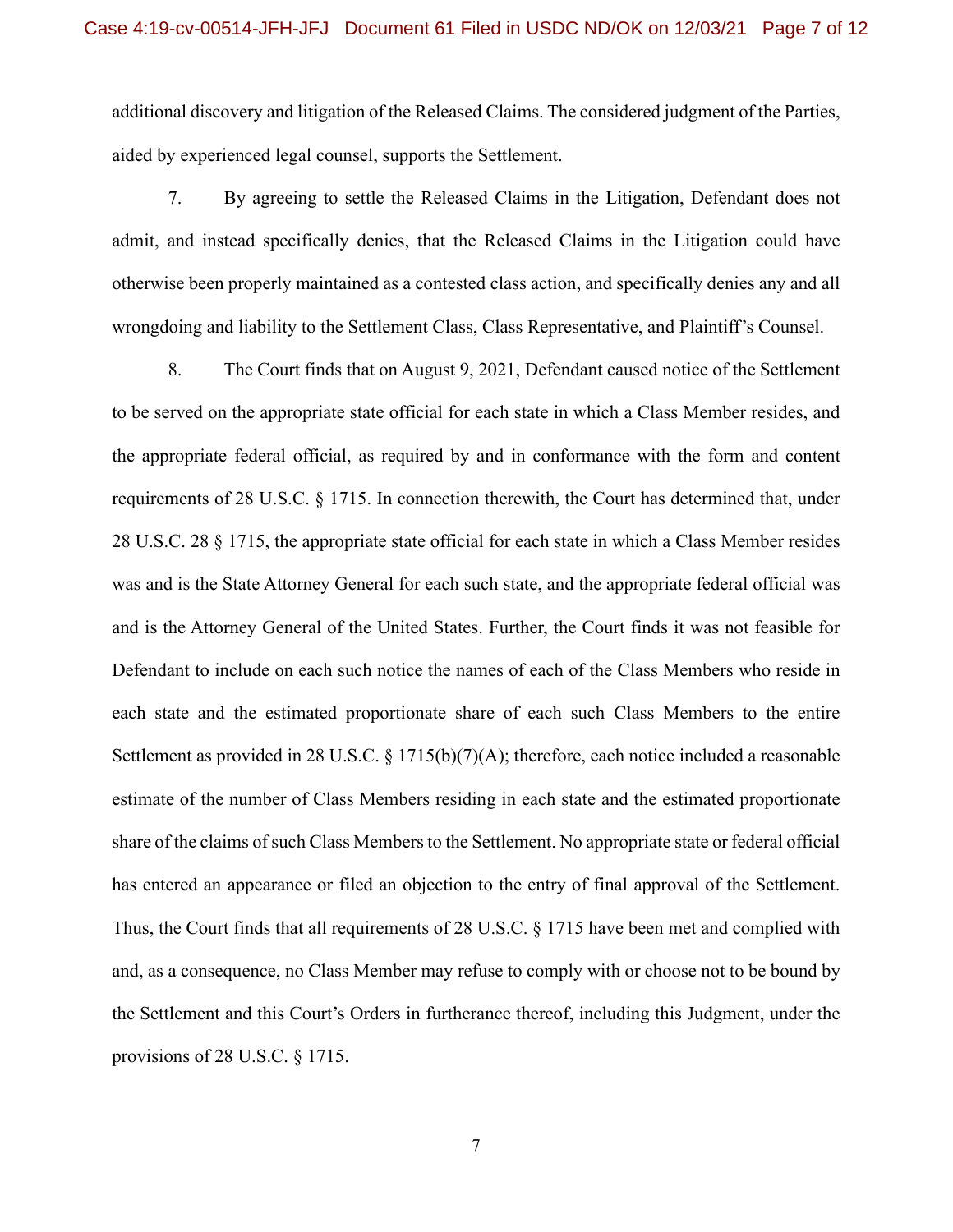additional discovery and litigation of the Released Claims. The considered judgment of the Parties, aided by experienced legal counsel, supports the Settlement.

7. By agreeing to settle the Released Claims in the Litigation, Defendant does not admit, and instead specifically denies, that the Released Claims in the Litigation could have otherwise been properly maintained as a contested class action, and specifically denies any and all wrongdoing and liability to the Settlement Class, Class Representative, and Plaintiff's Counsel.

8. The Court finds that on August 9, 2021, Defendant caused notice of the Settlement to be served on the appropriate state official for each state in which a Class Member resides, and the appropriate federal official, as required by and in conformance with the form and content requirements of 28 U.S.C. § 1715. In connection therewith, the Court has determined that, under 28 U.S.C. 28 § 1715, the appropriate state official for each state in which a Class Member resides was and is the State Attorney General for each such state, and the appropriate federal official was and is the Attorney General of the United States. Further, the Court finds it was not feasible for Defendant to include on each such notice the names of each of the Class Members who reside in each state and the estimated proportionate share of each such Class Members to the entire Settlement as provided in 28 U.S.C. § 1715(b)(7)(A); therefore, each notice included a reasonable estimate of the number of Class Members residing in each state and the estimated proportionate share of the claims of such Class Members to the Settlement. No appropriate state or federal official has entered an appearance or filed an objection to the entry of final approval of the Settlement. Thus, the Court finds that all requirements of 28 U.S.C. § 1715 have been met and complied with and, as a consequence, no Class Member may refuse to comply with or choose not to be bound by the Settlement and this Court's Orders in furtherance thereof, including this Judgment, under the provisions of 28 U.S.C. § 1715.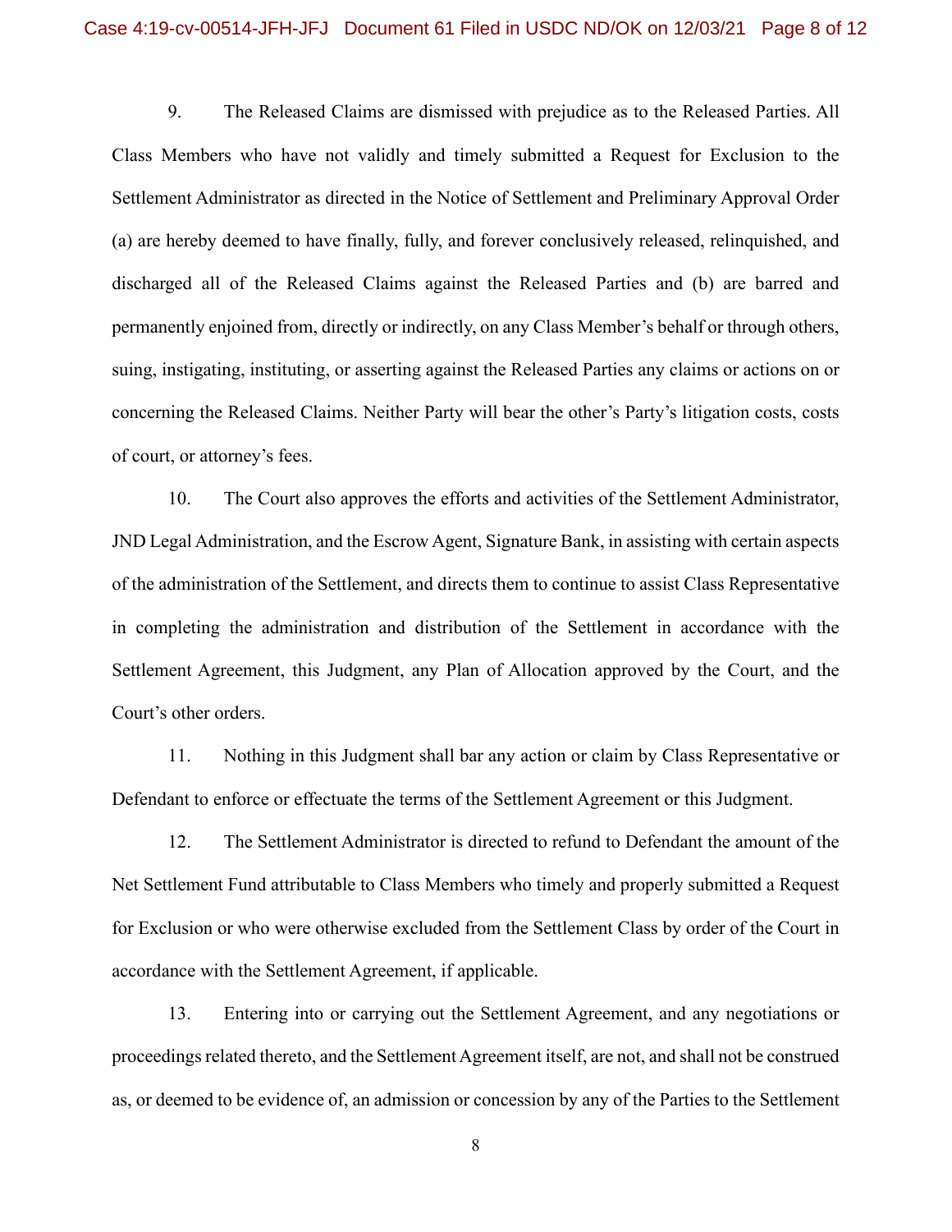9. The Released Claims are dismissed with prejudice as to the Released Parties. All Class Members who have not validly and timely submitted a Request for Exclusion to the Settlement Administrator as directed in the Notice of Settlement and Preliminary Approval Order (a) are hereby deemed to have finally, fully, and forever conclusively released, relinquished, and discharged all of the Released Claims against the Released Parties and (b) are barred and permanently enjoined from, directly or indirectly, on any Class Member's behalf or through others, suing, instigating, instituting, or asserting against the Released Parties any claims or actions on or concerning the Released Claims. Neither Party will bear the other's Party's litigation costs, costs of court, or attorney's fees.

10. The Court also approves the efforts and activities of the Settlement Administrator, JND Legal Administration, and the Escrow Agent, Signature Bank, in assisting with certain aspects of the administration of the Settlement, and directs them to continue to assist Class Representative in completing the administration and distribution of the Settlement in accordance with the Settlement Agreement, this Judgment, any Plan of Allocation approved by the Court, and the Court's other orders.

11. Nothing in this Judgment shall bar any action or claim by Class Representative or Defendant to enforce or effectuate the terms of the Settlement Agreement or this Judgment.

12. The Settlement Administrator is directed to refund to Defendant the amount of the Net Settlement Fund attributable to Class Members who timely and properly submitted a Request for Exclusion or who were otherwise excluded from the Settlement Class by order of the Court in accordance with the Settlement Agreement, if applicable.

13. Entering into or carrying out the Settlement Agreement, and any negotiations or proceedings related thereto, and the Settlement Agreement itself, are not, and shall not be construed as, or deemed to be evidence of, an admission or concession by any of the Parties to the Settlement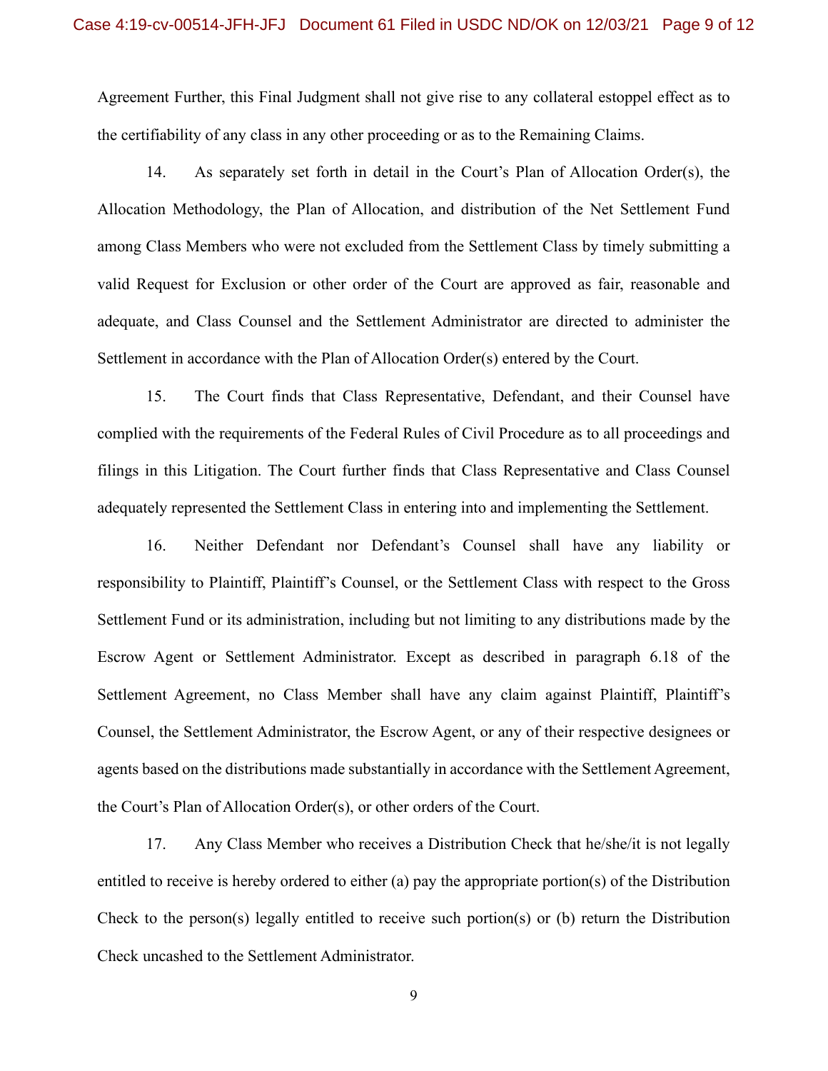Agreement Further, this Final Judgment shall not give rise to any collateral estoppel effect as to the certifiability of any class in any other proceeding or as to the Remaining Claims.

14. As separately set forth in detail in the Court's Plan of Allocation Order(s), the Allocation Methodology, the Plan of Allocation, and distribution of the Net Settlement Fund among Class Members who were not excluded from the Settlement Class by timely submitting a valid Request for Exclusion or other order of the Court are approved as fair, reasonable and adequate, and Class Counsel and the Settlement Administrator are directed to administer the Settlement in accordance with the Plan of Allocation Order(s) entered by the Court.

15. The Court finds that Class Representative, Defendant, and their Counsel have complied with the requirements of the Federal Rules of Civil Procedure as to all proceedings and filings in this Litigation. The Court further finds that Class Representative and Class Counsel adequately represented the Settlement Class in entering into and implementing the Settlement.

16. Neither Defendant nor Defendant's Counsel shall have any liability or responsibility to Plaintiff, Plaintiff's Counsel, or the Settlement Class with respect to the Gross Settlement Fund or its administration, including but not limiting to any distributions made by the Escrow Agent or Settlement Administrator. Except as described in paragraph 6.18 of the Settlement Agreement, no Class Member shall have any claim against Plaintiff, Plaintiff's Counsel, the Settlement Administrator, the Escrow Agent, or any of their respective designees or agents based on the distributions made substantially in accordance with the Settlement Agreement, the Court's Plan of Allocation Order(s), or other orders of the Court.

17. Any Class Member who receives a Distribution Check that he/she/it is not legally entitled to receive is hereby ordered to either (a) pay the appropriate portion(s) of the Distribution Check to the person(s) legally entitled to receive such portion(s) or (b) return the Distribution Check uncashed to the Settlement Administrator.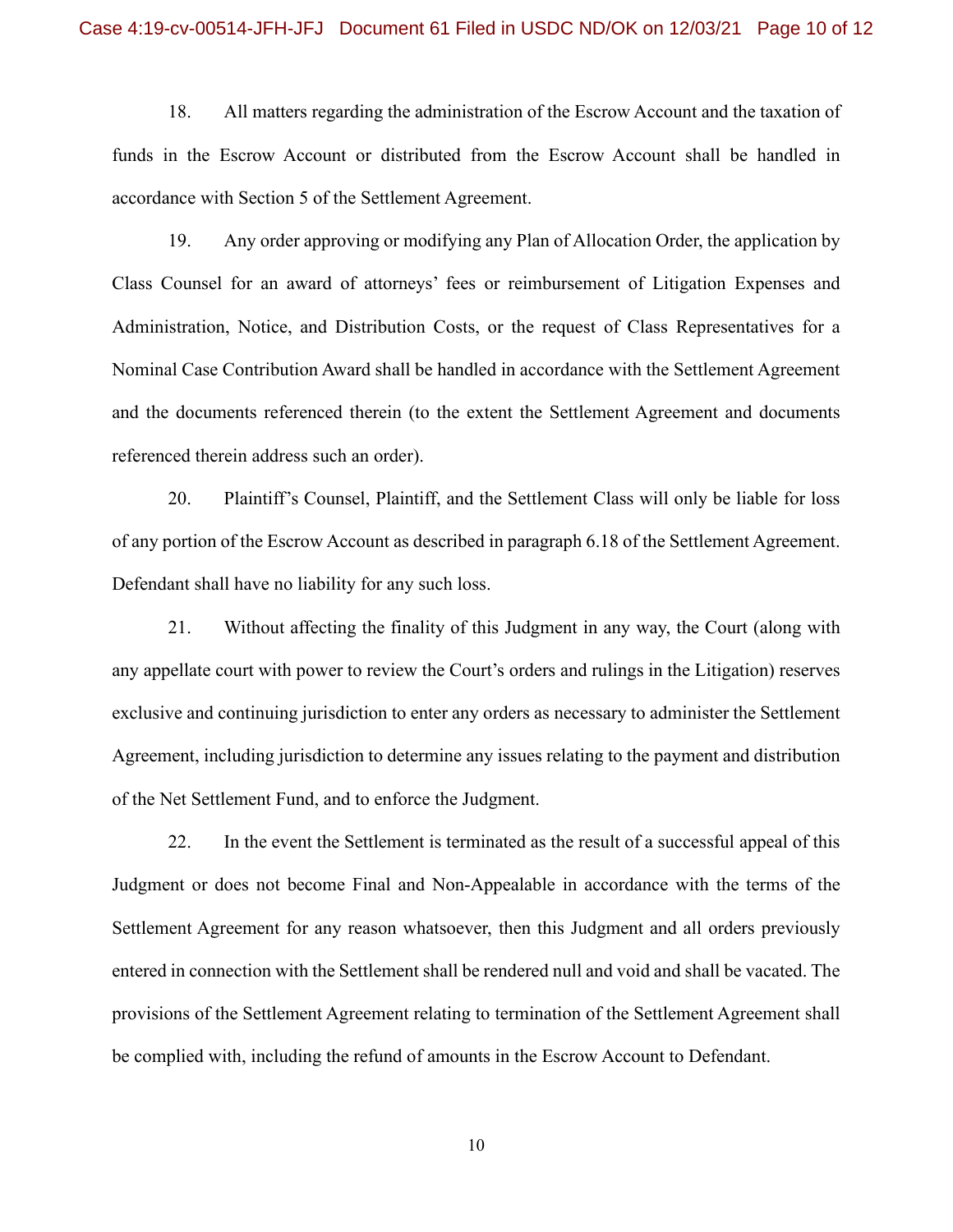18. All matters regarding the administration of the Escrow Account and the taxation of funds in the Escrow Account or distributed from the Escrow Account shall be handled in accordance with Section 5 of the Settlement Agreement.

19. Any order approving or modifying any Plan of Allocation Order, the application by Class Counsel for an award of attorneys' fees or reimbursement of Litigation Expenses and Administration, Notice, and Distribution Costs, or the request of Class Representatives for a Nominal Case Contribution Award shall be handled in accordance with the Settlement Agreement and the documents referenced therein (to the extent the Settlement Agreement and documents referenced therein address such an order).

20. Plaintiff's Counsel, Plaintiff, and the Settlement Class will only be liable for loss of any portion of the Escrow Account as described in paragraph 6.18 of the Settlement Agreement. Defendant shall have no liability for any such loss.

21. Without affecting the finality of this Judgment in any way, the Court (along with any appellate court with power to review the Court's orders and rulings in the Litigation) reserves exclusive and continuing jurisdiction to enter any orders as necessary to administer the Settlement Agreement, including jurisdiction to determine any issues relating to the payment and distribution of the Net Settlement Fund, and to enforce the Judgment.

22. In the event the Settlement is terminated as the result of a successful appeal of this Judgment or does not become Final and Non-Appealable in accordance with the terms of the Settlement Agreement for any reason whatsoever, then this Judgment and all orders previously entered in connection with the Settlement shall be rendered null and void and shall be vacated. The provisions of the Settlement Agreement relating to termination of the Settlement Agreement shall be complied with, including the refund of amounts in the Escrow Account to Defendant.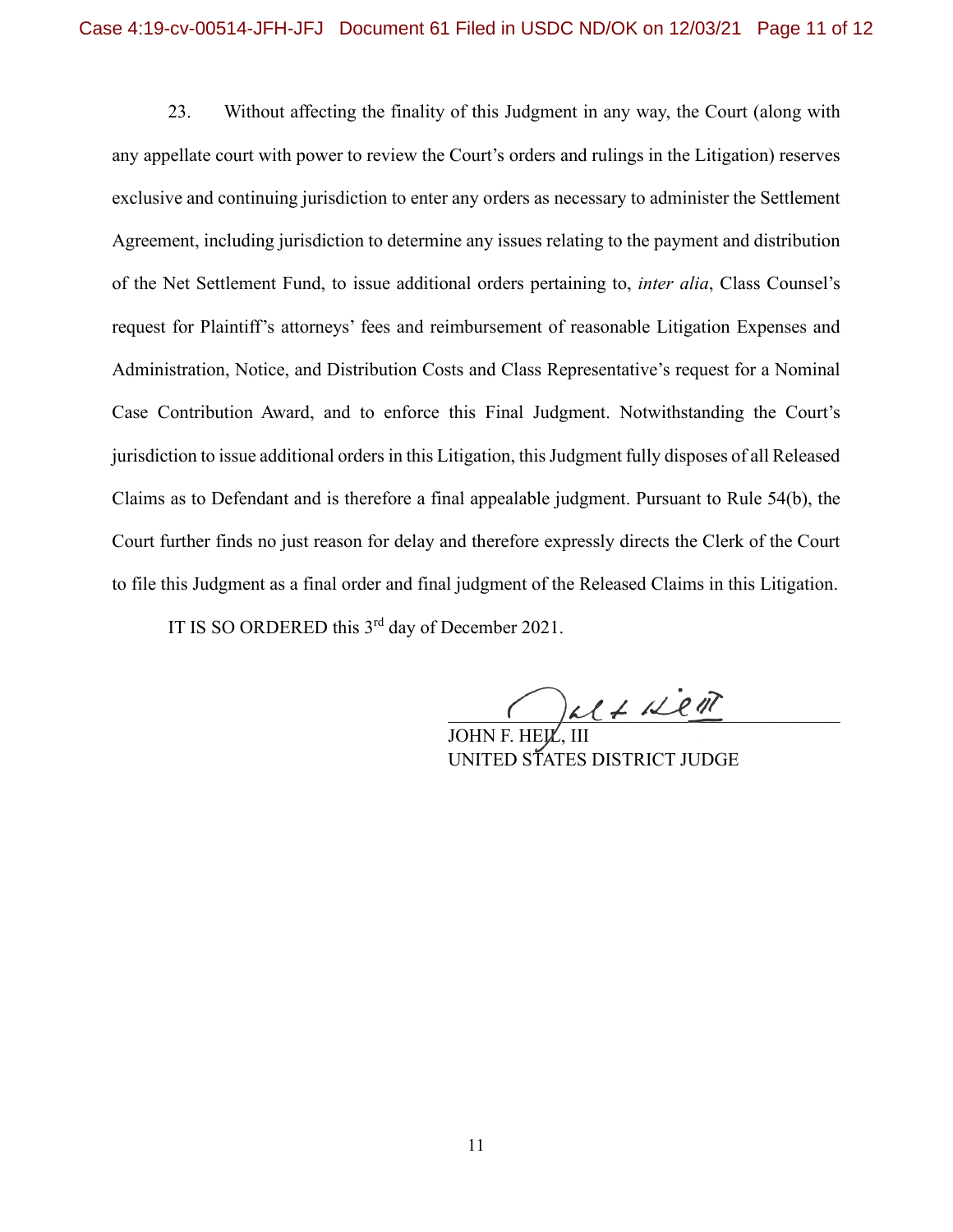23. Without affecting the finality of this Judgment in any way, the Court (along with any appellate court with power to review the Court's orders and rulings in the Litigation) reserves exclusive and continuing jurisdiction to enter any orders as necessary to administer the Settlement Agreement, including jurisdiction to determine any issues relating to the payment and distribution of the Net Settlement Fund, to issue additional orders pertaining to, *inter alia*, Class Counsel's request for Plaintiff's attorneys' fees and reimbursement of reasonable Litigation Expenses and Administration, Notice, and Distribution Costs and Class Representative's request for a Nominal Case Contribution Award, and to enforce this Final Judgment. Notwithstanding the Court's jurisdiction to issue additional orders in this Litigation, this Judgment fully disposes of all Released Claims as to Defendant and is therefore a final appealable judgment. Pursuant to Rule 54(b), the Court further finds no just reason for delay and therefore expressly directs the Clerk of the Court to file this Judgment as a final order and final judgment of the Released Claims in this Litigation.

IT IS SO ORDERED this 3rd day of December 2021.

JOHN F. HEIL, III
UNITED STATES DISTRICT JUDGE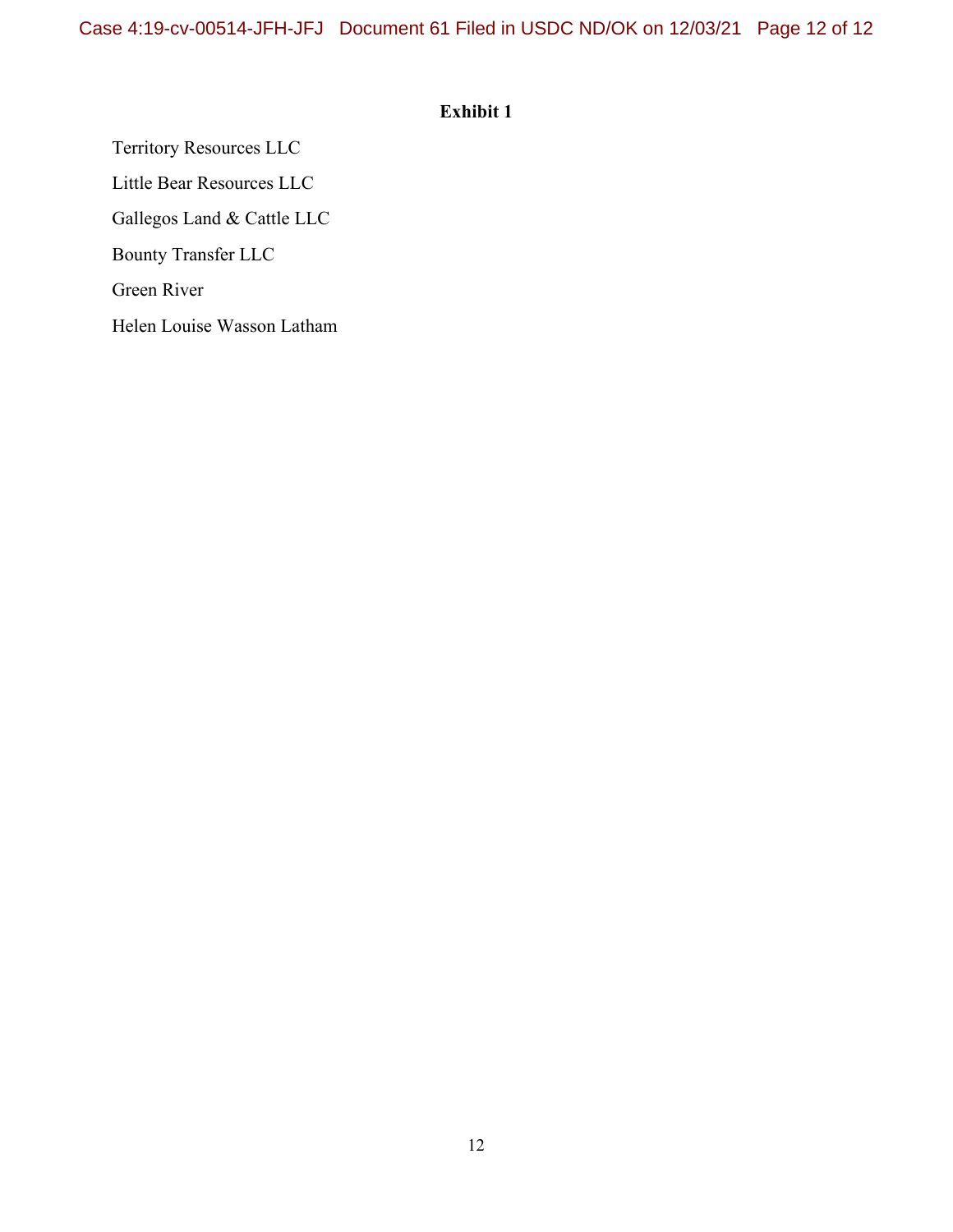**Exhibit 1**

Territory Resources LLC

Little Bear Resources LLC

Gallegos Land & Cattle LLC

Bounty Transfer LLC

Green River

Helen Louise Wasson Latham